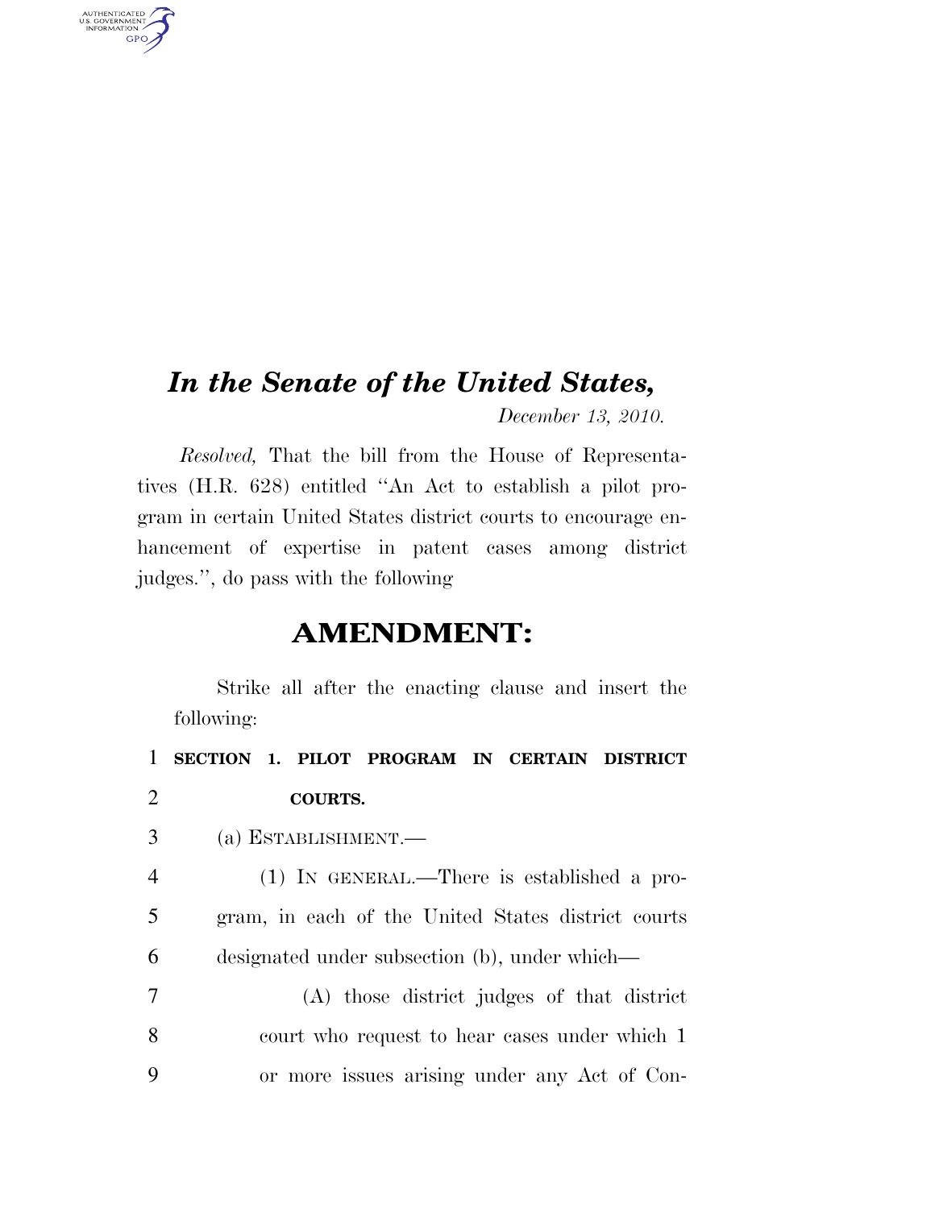# *In the Senate of the United States,*

*December 13, 2010.*

*Resolved,* That the bill from the House of Representatives (H.R. 628) entitled "An Act to establish a pilot program in certain United States district courts to encourage enhancement of expertise in patent cases among district judges.", do pass with the following

## AMENDMENT:

Strike all after the enacting clause and insert the following:

1 **SECTION 1. PILOT PROGRAM IN CERTAIN DISTRICT**
2 **COURTS.**

3 (a) ESTABLISHMENT.—

4 (1) IN GENERAL.—There is established a pro-
5 gram, in each of the United States district courts
6 designated under subsection (b), under which—

7 (A) those district judges of that district
8 court who request to hear cases under which 1
9 or more issues arising under any Act of Con-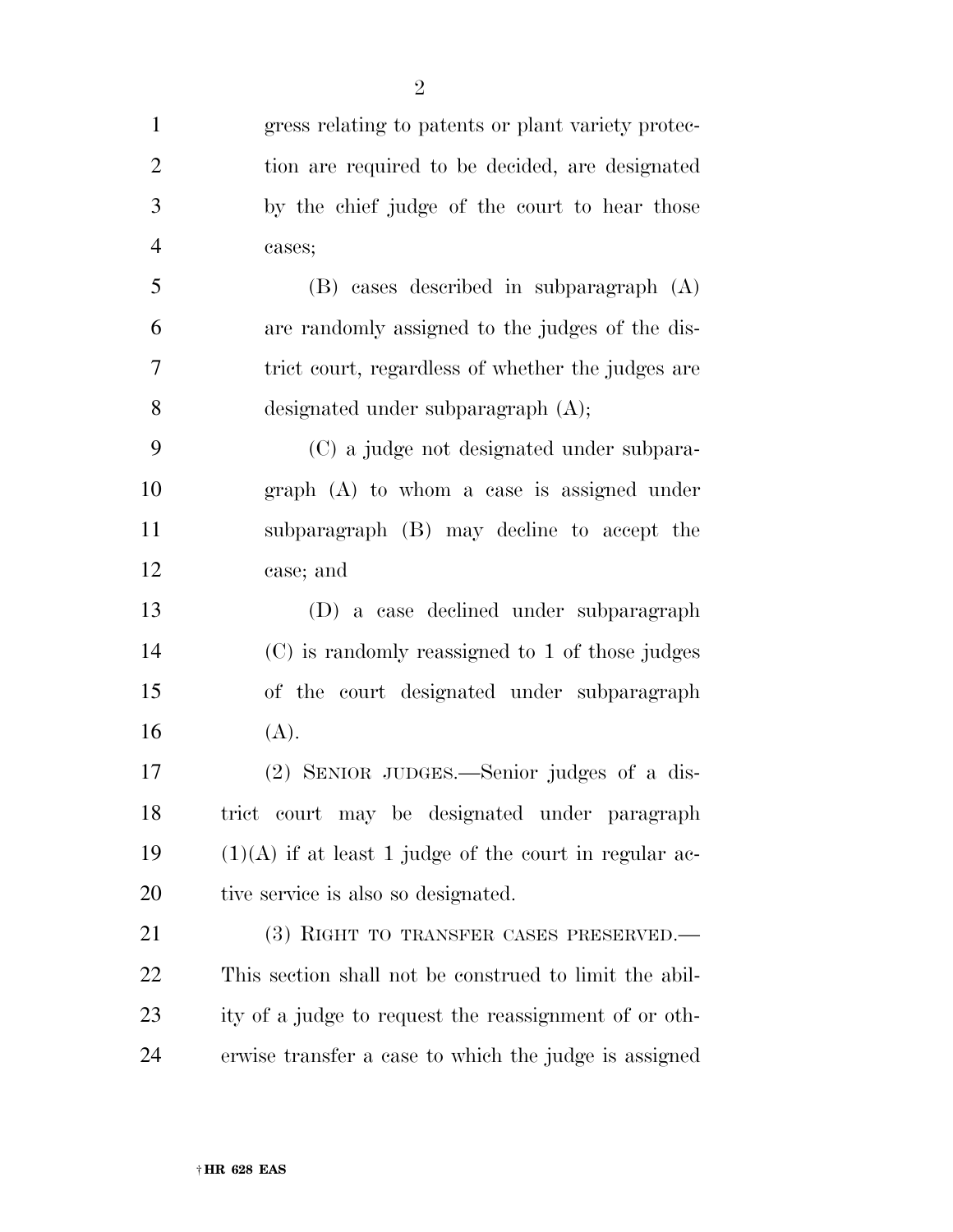gress relating to patents or plant variety protection are required to be decided, are designated by the chief judge of the court to hear those cases;

(B) cases described in subparagraph (A) are randomly assigned to the judges of the district court, regardless of whether the judges are designated under subparagraph (A);

(C) a judge not designated under subparagraph (A) to whom a case is assigned under subparagraph (B) may decline to accept the case; and

(D) a case declined under subparagraph (C) is randomly reassigned to 1 of those judges of the court designated under subparagraph (A).

(2) SENIOR JUDGES.—Senior judges of a district court may be designated under paragraph (1)(A) if at least 1 judge of the court in regular active service is also so designated.

(3) RIGHT TO TRANSFER CASES PRESERVED.—This section shall not be construed to limit the ability of a judge to request the reassignment of or otherwise transfer a case to which the judge is assigned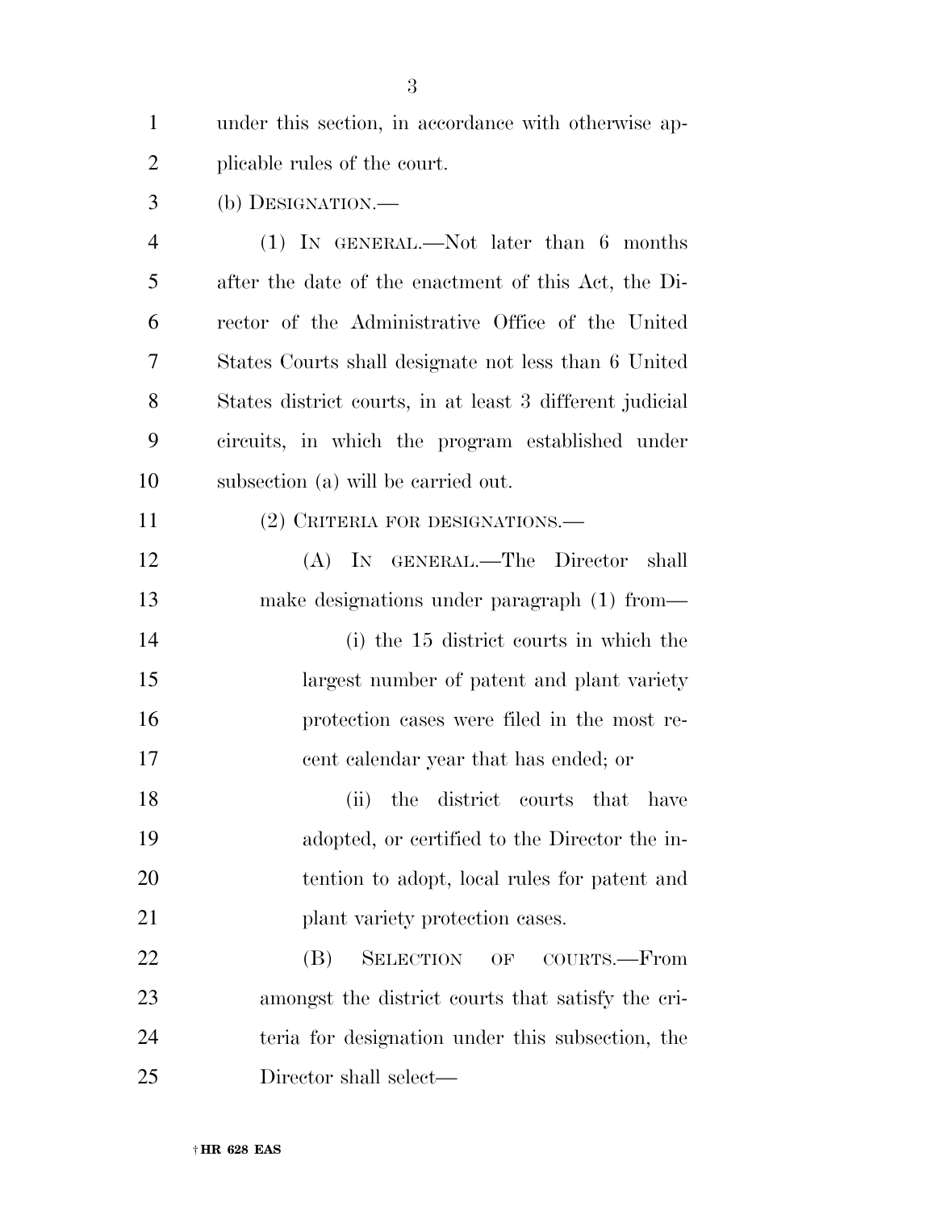under this section, in accordance with otherwise applicable rules of the court.

(b) DESIGNATION.—

(1) IN GENERAL.—Not later than 6 months after the date of the enactment of this Act, the Director of the Administrative Office of the United States Courts shall designate not less than 6 United States district courts, in at least 3 different judicial circuits, in which the program established under subsection (a) will be carried out.

(2) CRITERIA FOR DESIGNATIONS.—

(A) IN GENERAL.—The Director shall make designations under paragraph (1) from—

(i) the 15 district courts in which the largest number of patent and plant variety protection cases were filed in the most recent calendar year that has ended; or

(ii) the district courts that have adopted, or certified to the Director the intention to adopt, local rules for patent and plant variety protection cases.

(B) SELECTION OF COURTS.—From amongst the district courts that satisfy the criteria for designation under this subsection, the Director shall select—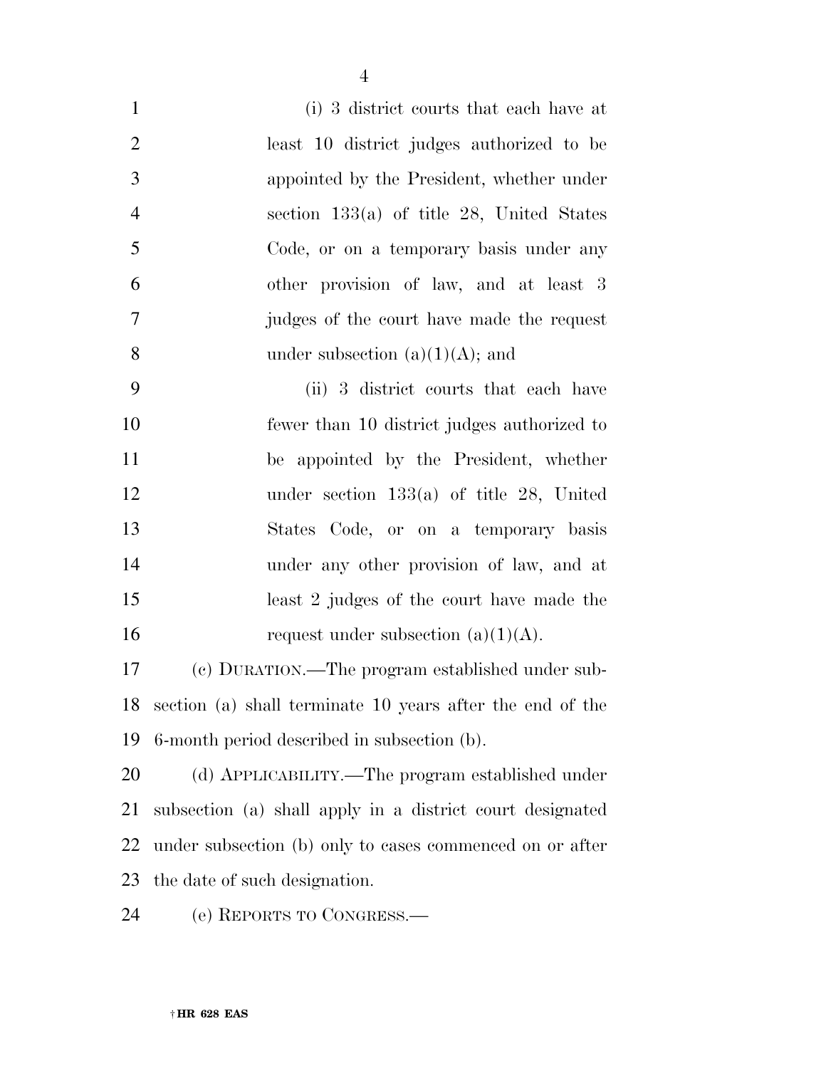(i) 3 district courts that each have at least 10 district judges authorized to be appointed by the President, whether under section 133(a) of title 28, United States Code, or on a temporary basis under any other provision of law, and at least 3 judges of the court have made the request under subsection (a)(1)(A); and

(ii) 3 district courts that each have fewer than 10 district judges authorized to be appointed by the President, whether under section 133(a) of title 28, United States Code, or on a temporary basis under any other provision of law, and at least 2 judges of the court have made the request under subsection (a)(1)(A).

(c) DURATION.—The program established under subsection (a) shall terminate 10 years after the end of the 6-month period described in subsection (b).

(d) APPLICABILITY.—The program established under subsection (a) shall apply in a district court designated under subsection (b) only to cases commenced on or after the date of such designation.

(e) REPORTS TO CONGRESS.—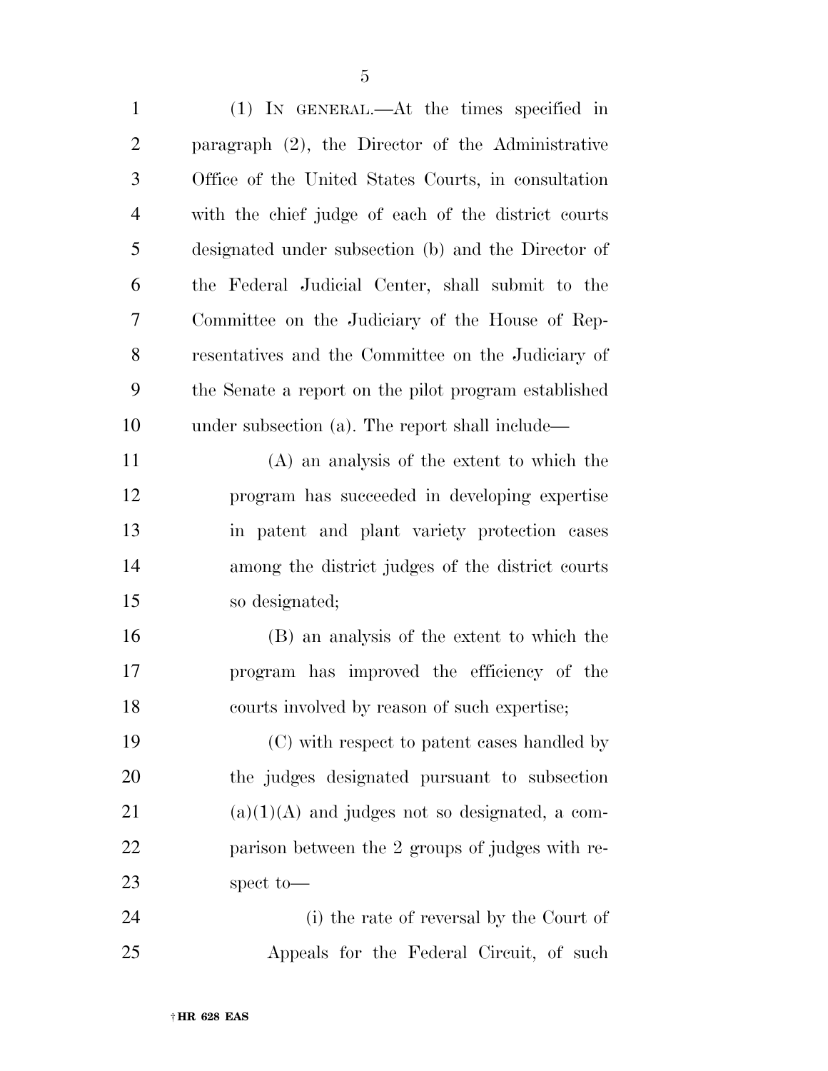(1) IN GENERAL.—At the times specified in paragraph (2), the Director of the Administrative Office of the United States Courts, in consultation with the chief judge of each of the district courts designated under subsection (b) and the Director of the Federal Judicial Center, shall submit to the Committee on the Judiciary of the House of Representatives and the Committee on the Judiciary of the Senate a report on the pilot program established under subsection (a). The report shall include—

(A) an analysis of the extent to which the program has succeeded in developing expertise in patent and plant variety protection cases among the district judges of the district courts so designated;

(B) an analysis of the extent to which the program has improved the efficiency of the courts involved by reason of such expertise;

(C) with respect to patent cases handled by the judges designated pursuant to subsection (a)(1)(A) and judges not so designated, a comparison between the 2 groups of judges with respect to—

(i) the rate of reversal by the Court of Appeals for the Federal Circuit, of such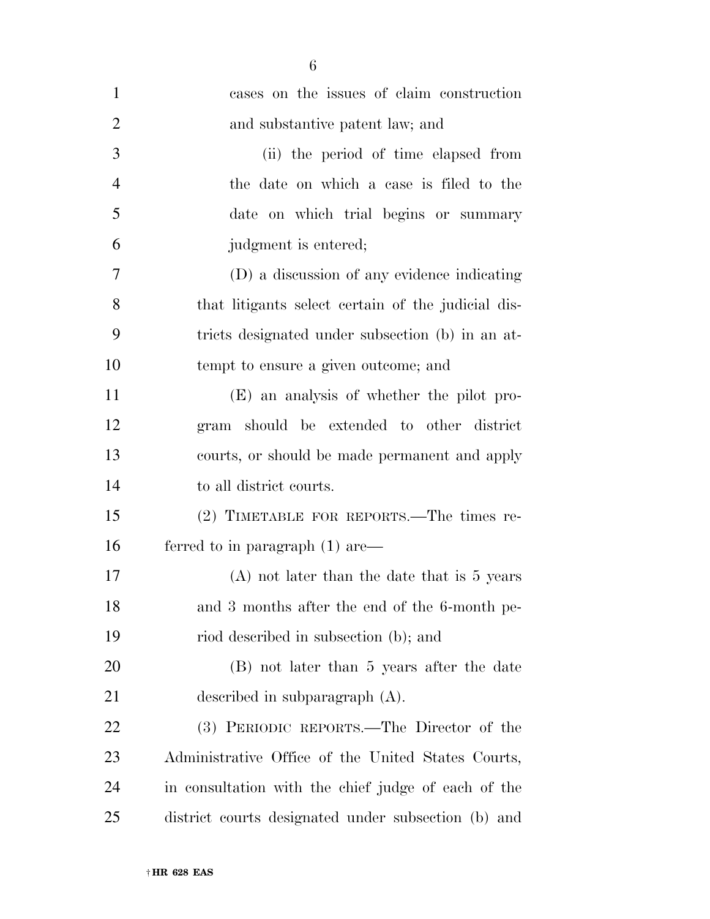cases on the issues of claim construction and substantive patent law; and

(ii) the period of time elapsed from the date on which a case is filed to the date on which trial begins or summary judgment is entered;

(D) a discussion of any evidence indicating that litigants select certain of the judicial districts designated under subsection (b) in an attempt to ensure a given outcome; and

(E) an analysis of whether the pilot program should be extended to other district courts, or should be made permanent and apply to all district courts.

(2) TIMETABLE FOR REPORTS.—The times referred to in paragraph (1) are—

(A) not later than the date that is 5 years and 3 months after the end of the 6-month period described in subsection (b); and

(B) not later than 5 years after the date described in subparagraph (A).

(3) PERIODIC REPORTS.—The Director of the Administrative Office of the United States Courts, in consultation with the chief judge of each of the district courts designated under subsection (b) and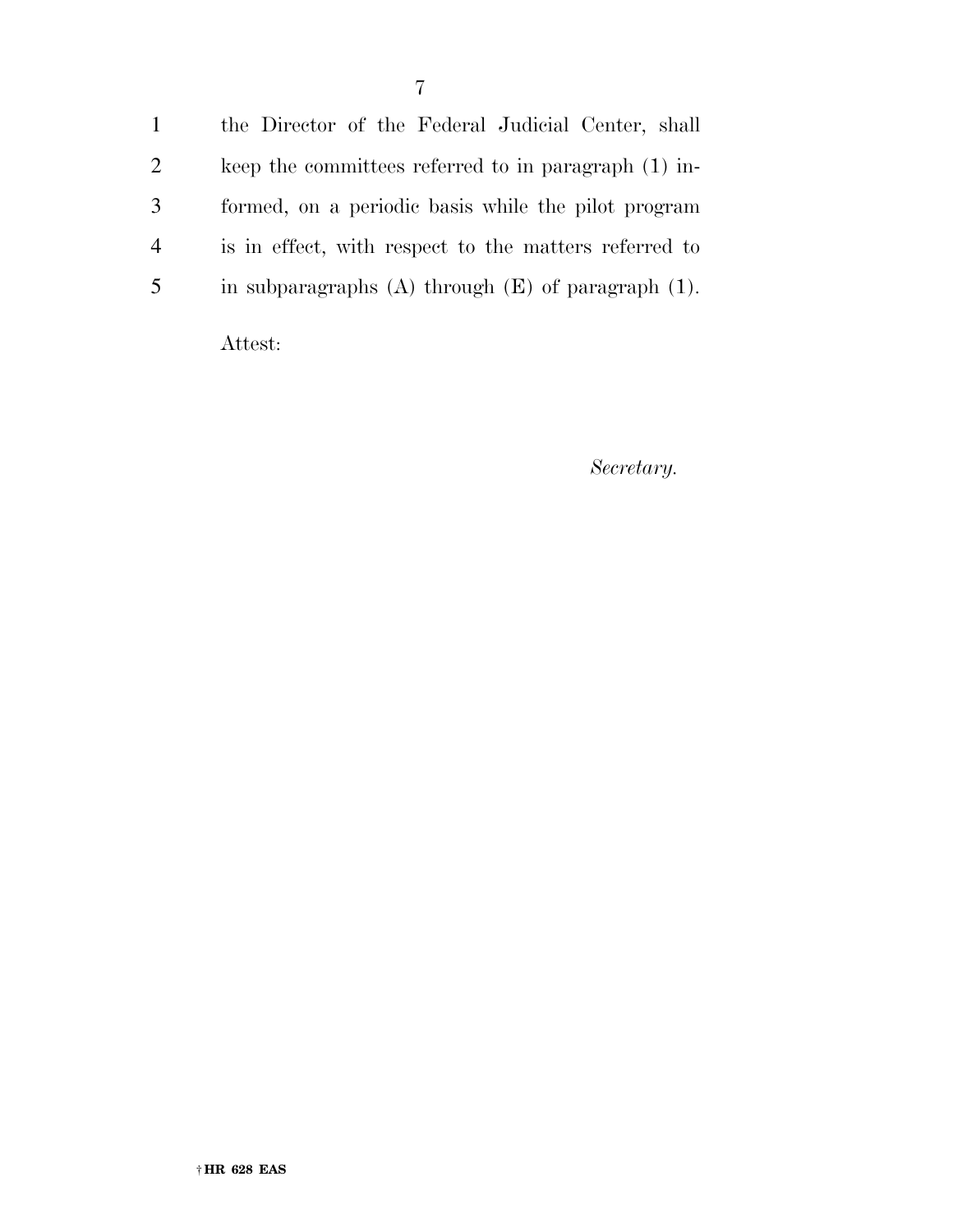the Director of the Federal Judicial Center, shall keep the committees referred to in paragraph (1) informed, on a periodic basis while the pilot program is in effect, with respect to the matters referred to in subparagraphs (A) through (E) of paragraph (1).

Attest:

*Secretary.*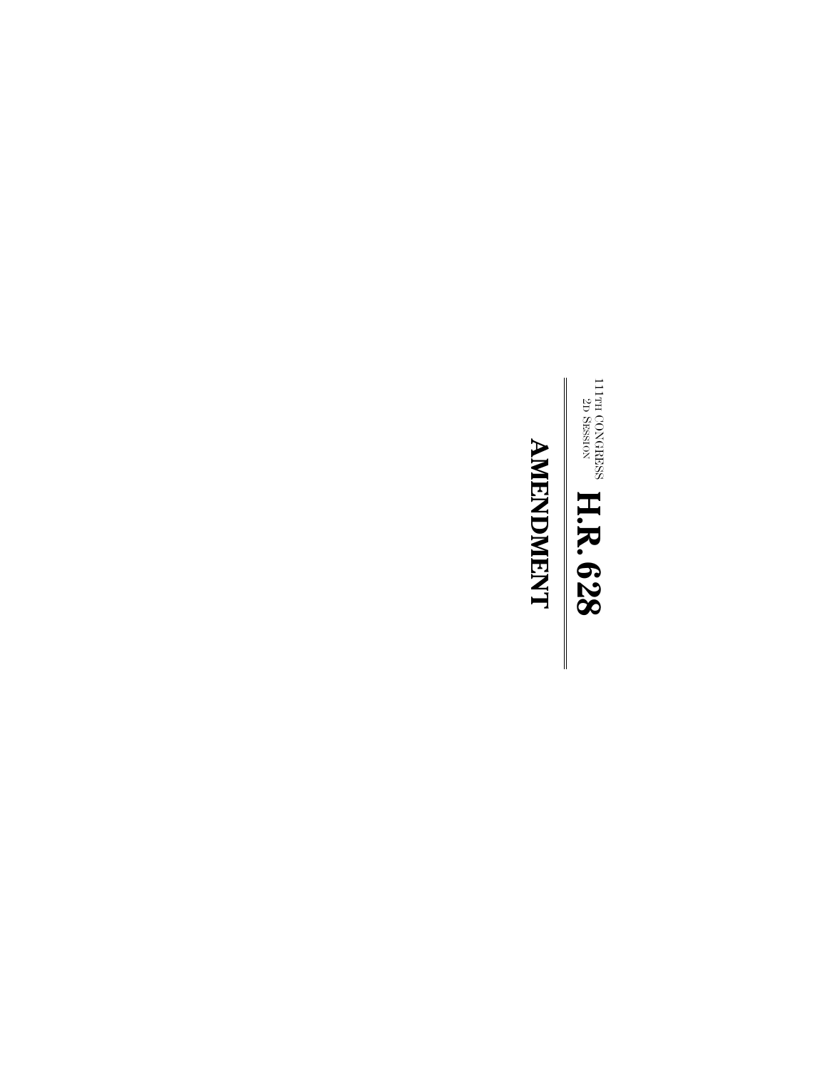111TH CONGRESS
2D SESSION

# H.R. 628

---

# AMENDMENT